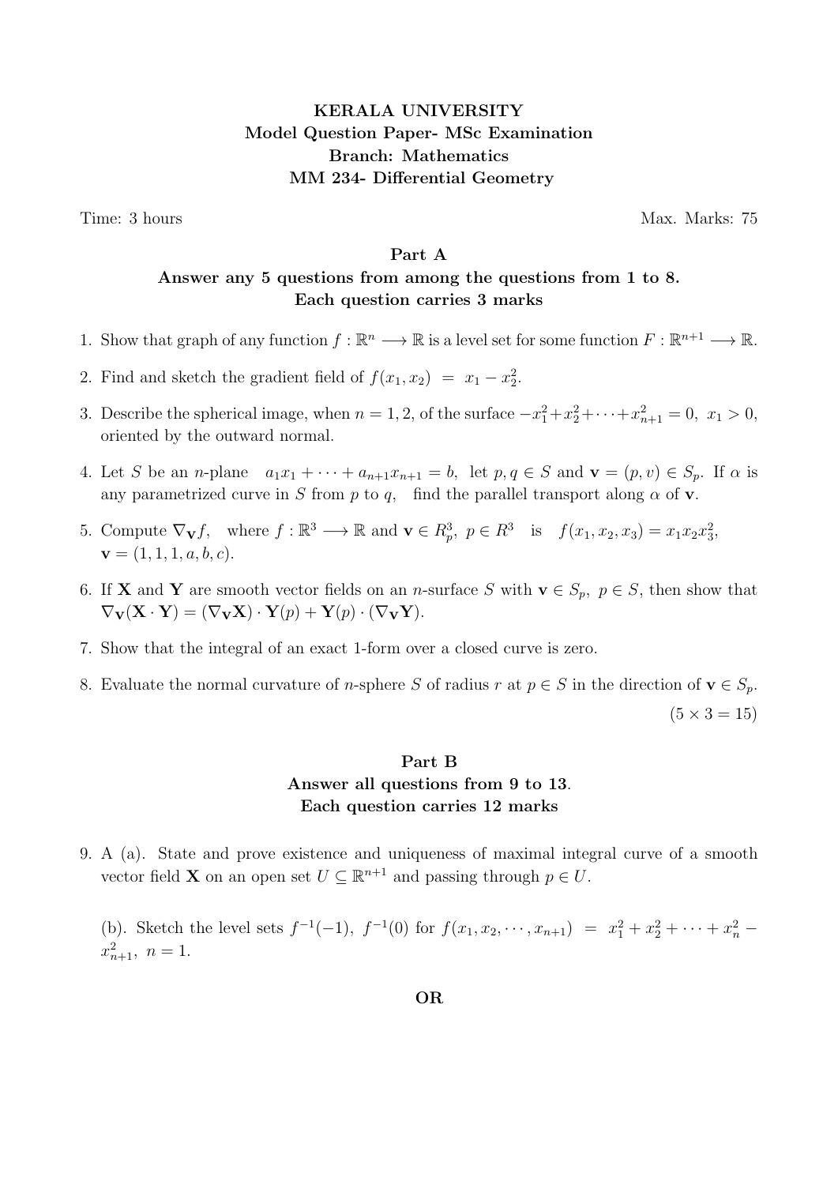**KERALA UNIVERSITY**
**Model Question Paper- MSc Examination**
**Branch: Mathematics**
**MM 234- Differential Geometry**

Time: 3 hours — Max. Marks: 75

## Part A

**Answer any 5 questions from among the questions from 1 to 8.**
**Each question carries 3 marks**

1. Show that graph of any function $f : \mathbb{R}^n \longrightarrow \mathbb{R}$ is a level set for some function $F : \mathbb{R}^{n+1} \longrightarrow \mathbb{R}$.
2. Find and sketch the gradient field of $f(x_1, x_2) = x_1 - x_2^2$.
3. Describe the spherical image, when $n = 1, 2$, of the surface $-x_1^2 + x_2^2 + \cdots + x_{n+1}^2 = 0, \ x_1 > 0$, oriented by the outward normal.
4. Let $S$ be an $n$-plane $\ a_1x_1 + \cdots + a_{n+1}x_{n+1} = b$, let $p, q \in S$ and $\mathbf{v} = (p, v) \in S_p$. If $\alpha$ is any parametrized curve in $S$ from $p$ to $q$, find the parallel transport along $\alpha$ of $\mathbf{v}$.
5. Compute $\nabla_{\mathbf{v}} f$, where $f : \mathbb{R}^3 \longrightarrow \mathbb{R}$ and $\mathbf{v} \in R_p^3, \ p \in R^3$ is $f(x_1, x_2, x_3) = x_1 x_2 x_3^2$, $\mathbf{v} = (1, 1, 1, a, b, c)$.
6. If $\mathbf{X}$ and $\mathbf{Y}$ are smooth vector fields on an $n$-surface $S$ with $\mathbf{v} \in S_p, \ p \in S$, then show that $\nabla_{\mathbf{v}}(\mathbf{X} \cdot \mathbf{Y}) = (\nabla_{\mathbf{v}}\mathbf{X}) \cdot \mathbf{Y}(p) + \mathbf{Y}(p) \cdot (\nabla_{\mathbf{v}}\mathbf{Y})$.
7. Show that the integral of an exact 1-form over a closed curve is zero.
8. Evaluate the normal curvature of $n$-sphere $S$ of radius $r$ at $p \in S$ in the direction of $\mathbf{v} \in S_p$.

$(5 \times 3 = 15)$

## Part B

**Answer all questions from 9 to 13.**
**Each question carries 12 marks**

9. A (a). State and prove existence and uniqueness of maximal integral curve of a smooth vector field $\mathbf{X}$ on an open set $U \subseteq \mathbb{R}^{n+1}$ and passing through $p \in U$.

   (b). Sketch the level sets $f^{-1}(-1), \ f^{-1}(0)$ for $f(x_1, x_2, \cdots, x_{n+1}) = x_1^2 + x_2^2 + \cdots + x_n^2 - x_{n+1}^2, \ n = 1$.

**OR**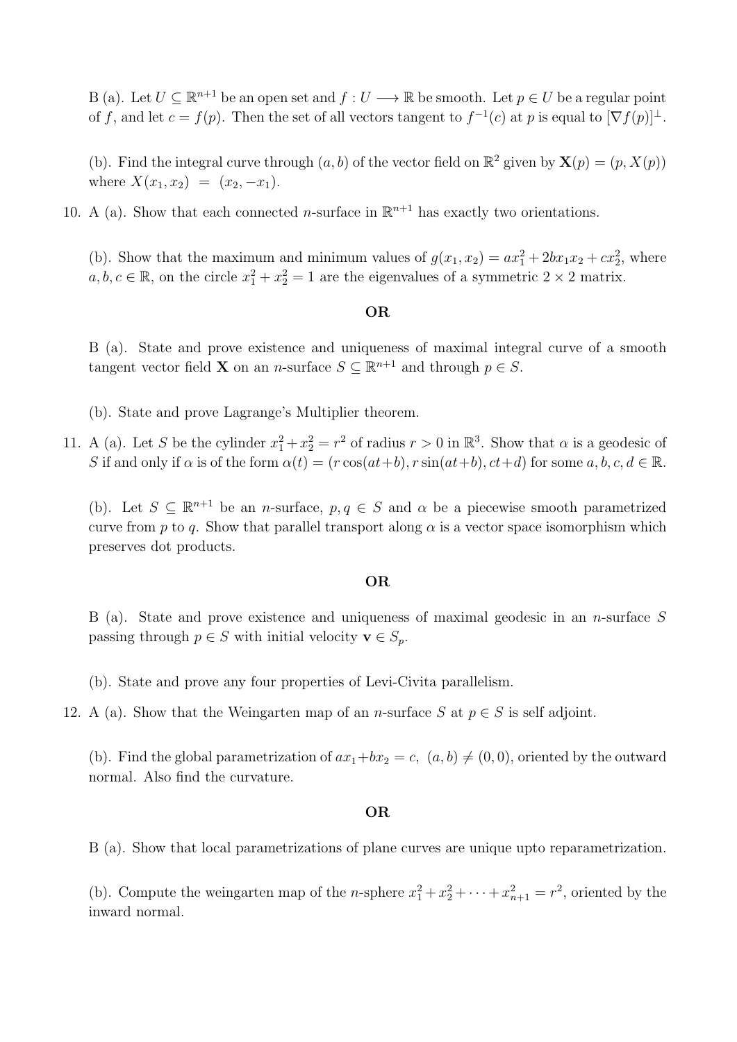B (a). Let $U \subseteq \mathbb{R}^{n+1}$ be an open set and $f : U \longrightarrow \mathbb{R}$ be smooth. Let $p \in U$ be a regular point of $f$, and let $c = f(p)$. Then the set of all vectors tangent to $f^{-1}(c)$ at $p$ is equal to $[\nabla f(p)]^{\perp}$.

(b). Find the integral curve through $(a, b)$ of the vector field on $\mathbb{R}^2$ given by $\mathbf{X}(p) = (p, X(p))$ where $X(x_1, x_2) = (x_2, -x_1)$.

10. A (a). Show that each connected $n$-surface in $\mathbb{R}^{n+1}$ has exactly two orientations.

(b). Show that the maximum and minimum values of $g(x_1, x_2) = ax_1^2 + 2bx_1x_2 + cx_2^2$, where $a, b, c \in \mathbb{R}$, on the circle $x_1^2 + x_2^2 = 1$ are the eigenvalues of a symmetric $2 \times 2$ matrix.

**OR**

B (a). State and prove existence and uniqueness of maximal integral curve of a smooth tangent vector field $\mathbf{X}$ on an $n$-surface $S \subseteq \mathbb{R}^{n+1}$ and through $p \in S$.

(b). State and prove Lagrange's Multiplier theorem.

11. A (a). Let $S$ be the cylinder $x_1^2 + x_2^2 = r^2$ of radius $r > 0$ in $\mathbb{R}^3$. Show that $\alpha$ is a geodesic of $S$ if and only if $\alpha$ is of the form $\alpha(t) = (r\cos(at+b), r\sin(at+b), ct+d)$ for some $a, b, c, d \in \mathbb{R}$.

(b). Let $S \subseteq \mathbb{R}^{n+1}$ be an $n$-surface, $p, q \in S$ and $\alpha$ be a piecewise smooth parametrized curve from $p$ to $q$. Show that parallel transport along $\alpha$ is a vector space isomorphism which preserves dot products.

**OR**

B (a). State and prove existence and uniqueness of maximal geodesic in an $n$-surface $S$ passing through $p \in S$ with initial velocity $\mathbf{v} \in S_p$.

(b). State and prove any four properties of Levi-Civita parallelism.

12. A (a). Show that the Weingarten map of an $n$-surface $S$ at $p \in S$ is self adjoint.

(b). Find the global parametrization of $ax_1 + bx_2 = c$, $(a, b) \neq (0, 0)$, oriented by the outward normal. Also find the curvature.

**OR**

B (a). Show that local parametrizations of plane curves are unique upto reparametrization.

(b). Compute the weingarten map of the $n$-sphere $x_1^2 + x_2^2 + \cdots + x_{n+1}^2 = r^2$, oriented by the inward normal.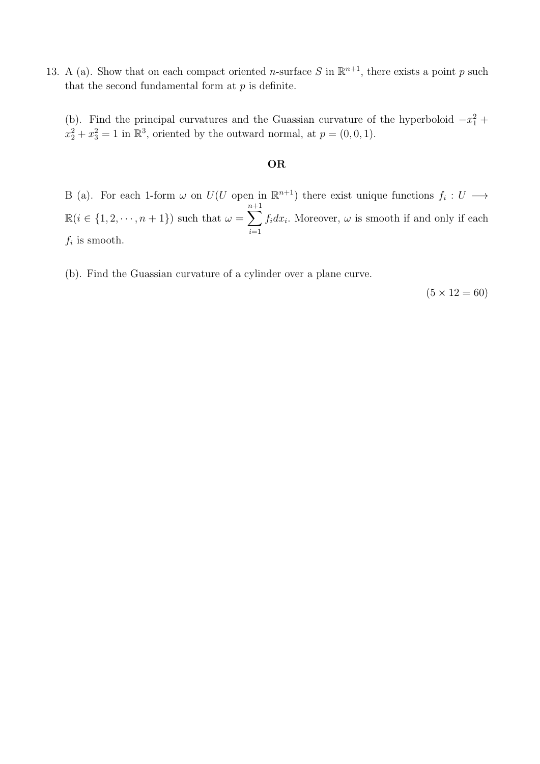13. A (a). Show that on each compact oriented $n$-surface $S$ in $\mathbb{R}^{n+1}$, there exists a point $p$ such that the second fundamental form at $p$ is definite.

    (b). Find the principal curvatures and the Guassian curvature of the hyperboloid $-x_1^2 + x_2^2 + x_3^2 = 1$ in $\mathbb{R}^3$, oriented by the outward normal, at $p = (0, 0, 1)$.

**OR**

B (a). For each 1-form $\omega$ on $U$($U$ open in $\mathbb{R}^{n+1}$) there exist unique functions $f_i : U \longrightarrow \mathbb{R}$($i \in \{1, 2, \cdots, n+1\}$) such that $\omega = \sum_{i=1}^{n+1} f_i dx_i$. Moreover, $\omega$ is smooth if and only if each $f_i$ is smooth.

(b). Find the Guassian curvature of a cylinder over a plane curve.

$(5 \times 12 = 60)$